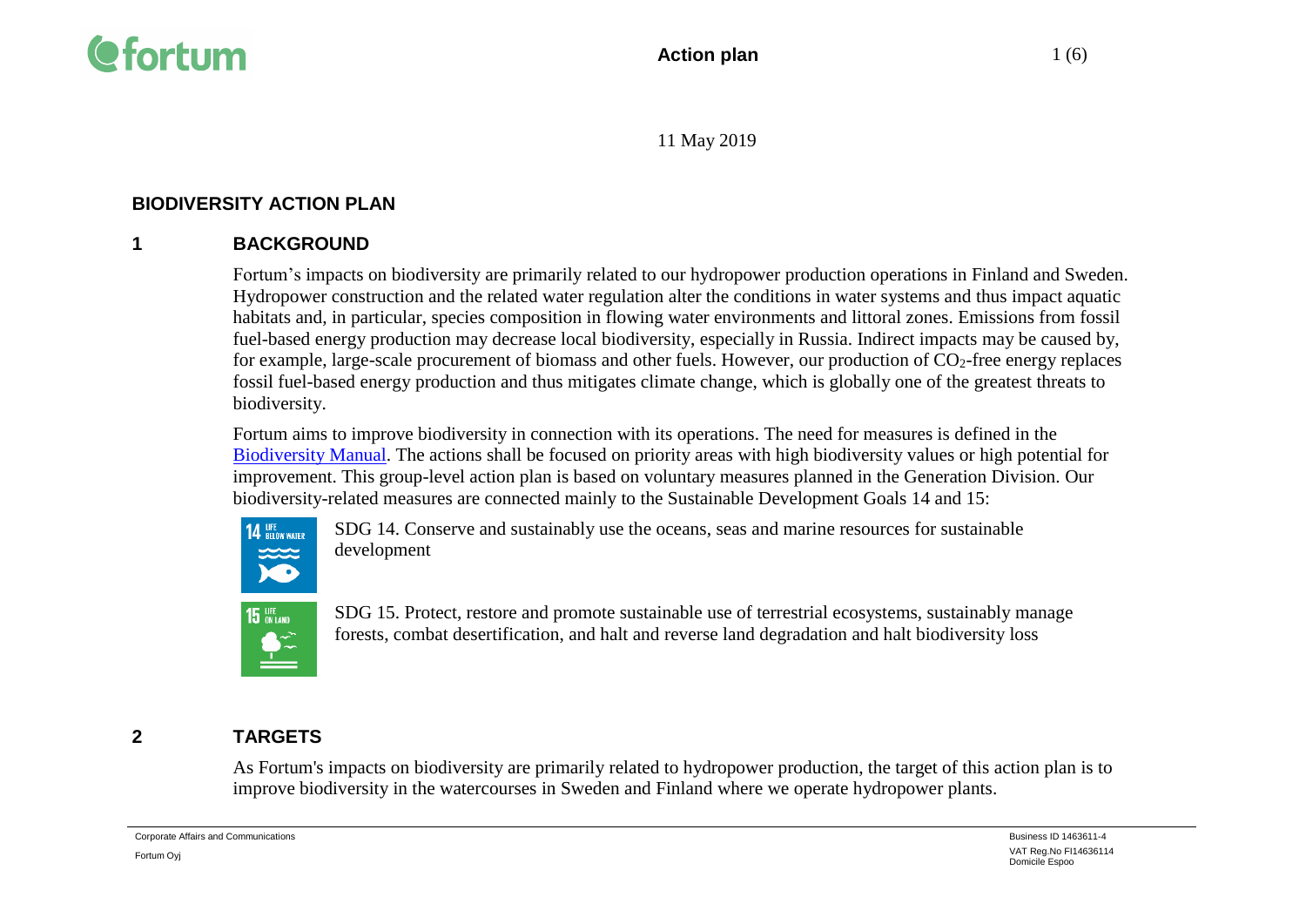11 May 2019

# BIODIVERSITY ACTION PLAN

## 1 BACKGROUND

Fortum's impacts on biodiversity are primarily related to our hydropower production operations in Finland and Sweden. Hydropower construction and the related water regulation alter the conditions in water systems and thus impact aquatic habitats and, in particular, species composition in flowing water environments and littoral zones. Emissions from fossil fuel-based energy production may decrease local biodiversity, especially in Russia. Indirect impacts may be caused by, for example, large-scale procurement of biomass and other fuels. However, our production of $CO_2$-free energy replaces fossil fuel-based energy production and thus mitigates climate change, which is globally one of the greatest threats to biodiversity.

Fortum aims to improve biodiversity in connection with its operations. The need for measures is defined in the Biodiversity Manual. The actions shall be focused on priority areas with high biodiversity values or high potential for improvement. This group-level action plan is based on voluntary measures planned in the Generation Division. Our biodiversity-related measures are connected mainly to the Sustainable Development Goals 14 and 15:

SDG 14. Conserve and sustainably use the oceans, seas and marine resources for sustainable development

SDG 15. Protect, restore and promote sustainable use of terrestrial ecosystems, sustainably manage forests, combat desertification, and halt and reverse land degradation and halt biodiversity loss

## 2 TARGETS

As Fortum's impacts on biodiversity are primarily related to hydropower production, the target of this action plan is to improve biodiversity in the watercourses in Sweden and Finland where we operate hydropower plants.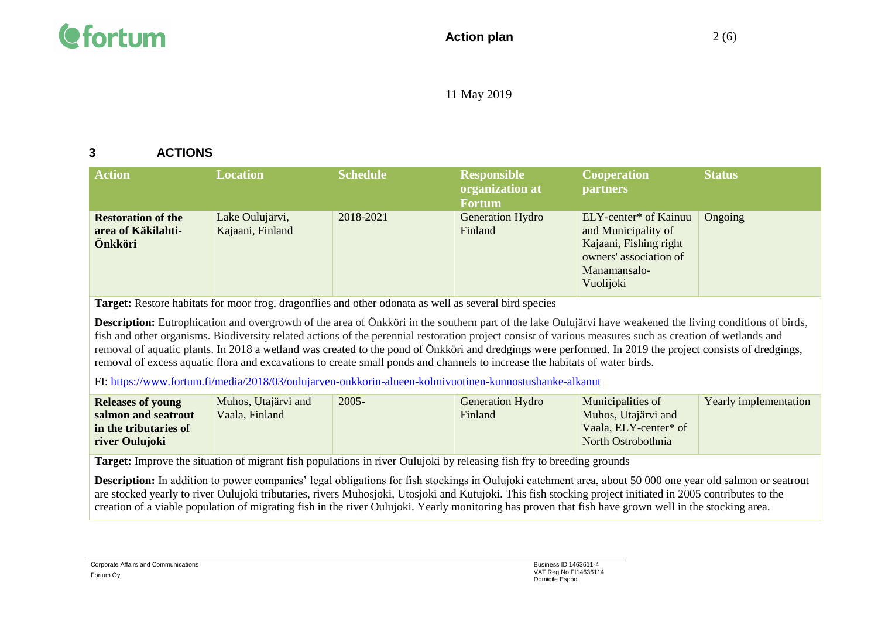11 May 2019

## 3 ACTIONS

| Action | Location | Schedule | Responsible organization at Fortum | Cooperation partners | Status |
|---|---|---|---|---|---|
| **Restoration of the area of Käkilahti-Önkköri** | Lake Oulujärvi, Kajaani, Finland | 2018-2021 | Generation Hydro Finland | ELY-center* of Kainuu and Municipality of Kajaani, Fishing right owners' association of Manamansalo-Vuolijoki | Ongoing |

**Target:** Restore habitats for moor frog, dragonflies and other odonata as well as several bird species

**Description:** Eutrophication and overgrowth of the area of Önkköri in the southern part of the lake Oulujärvi have weakened the living conditions of birds, fish and other organisms. Biodiversity related actions of the perennial restoration project consist of various measures such as creation of wetlands and removal of aquatic plants. In 2018 a wetland was created to the pond of Önkköri and dredgings were performed. In 2019 the project consists of dredgings, removal of excess aquatic flora and excavations to create small ponds and channels to increase the habitats of water birds.

FI: https://www.fortum.fi/media/2018/03/oulujarven-onkkorin-alueen-kolmivuotinen-kunnostushanke-alkanut

| Action | Location | Schedule | Responsible organization at Fortum | Cooperation partners | Status |
|---|---|---|---|---|---|
| **Releases of young salmon and seatrout in the tributaries of river Oulujoki** | Muhos, Utajärvi and Vaala, Finland | 2005- | Generation Hydro Finland | Municipalities of Muhos, Utajärvi and Vaala, ELY-center* of North Ostrobothnia | Yearly implementation |

**Target:** Improve the situation of migrant fish populations in river Oulujoki by releasing fish fry to breeding grounds

**Description:** In addition to power companies' legal obligations for fish stockings in Oulujoki catchment area, about 50 000 one year old salmon or seatrout are stocked yearly to river Oulujoki tributaries, rivers Muhosjoki, Utosjoki and Kutujoki. This fish stocking project initiated in 2005 contributes to the creation of a viable population of migrating fish in the river Oulujoki. Yearly monitoring has proven that fish have grown well in the stocking area.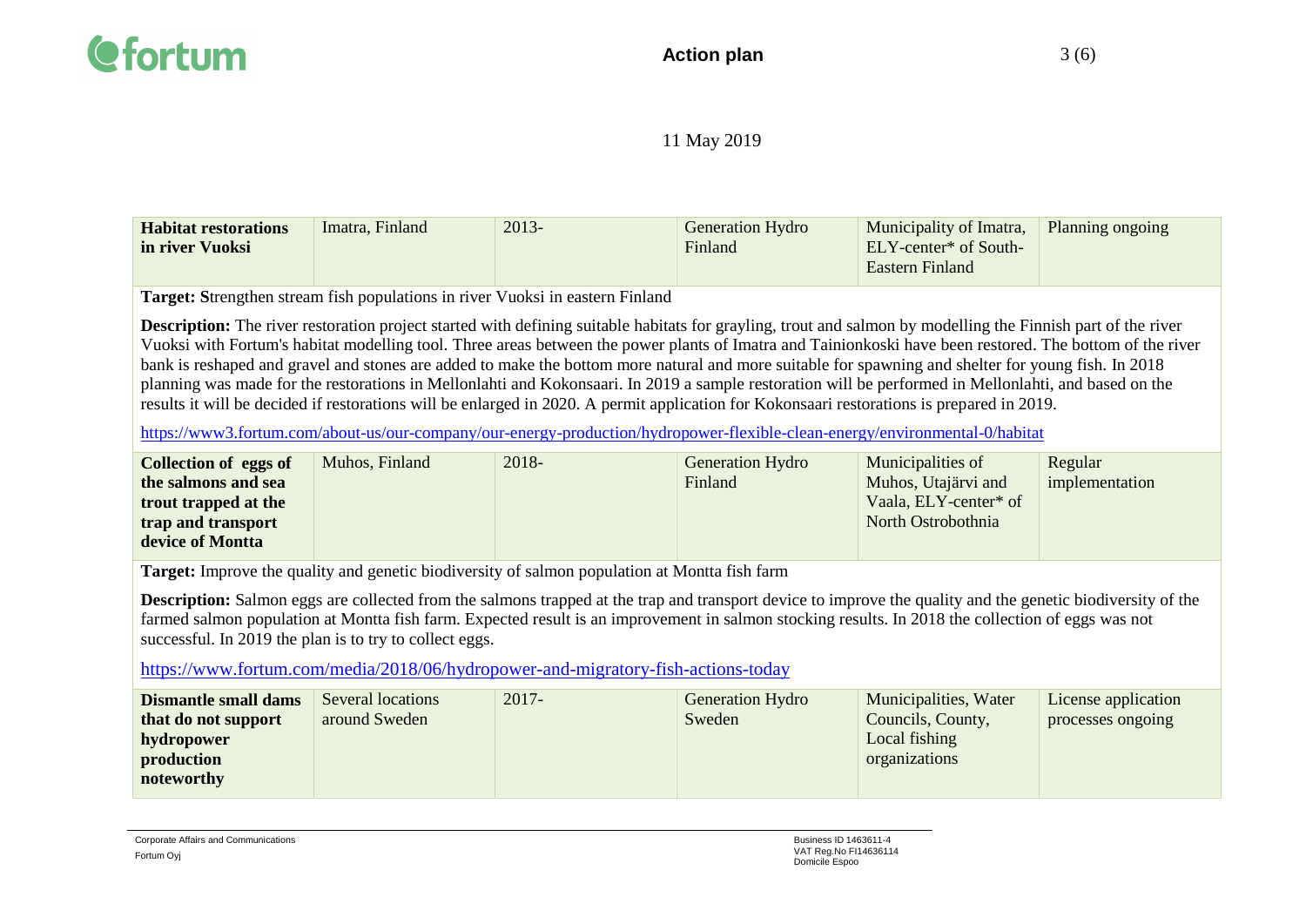11 May 2019

| **Habitat restorations in river Vuoksi** | Imatra, Finland | 2013- | Generation Hydro Finland | Municipality of Imatra, ELY-center* of South-Eastern Finland | Planning ongoing |
|---|---|---|---|---|---|

**Target: S**trengthen stream fish populations in river Vuoksi in eastern Finland

**Description:** The river restoration project started with defining suitable habitats for grayling, trout and salmon by modelling the Finnish part of the river Vuoksi with Fortum's habitat modelling tool. Three areas between the power plants of Imatra and Tainionkoski have been restored. The bottom of the river bank is reshaped and gravel and stones are added to make the bottom more natural and more suitable for spawning and shelter for young fish. In 2018 planning was made for the restorations in Mellonlahti and Kokonsaari. In 2019 a sample restoration will be performed in Mellonlahti, and based on the results it will be decided if restorations will be enlarged in 2020. A permit application for Kokonsaari restorations is prepared in 2019.

https://www3.fortum.com/about-us/our-company/our-energy-production/hydropower-flexible-clean-energy/environmental-0/habitat

| **Collection of eggs of the salmons and sea trout trapped at the trap and transport device of Montta** | Muhos, Finland | 2018- | Generation Hydro Finland | Municipalities of Muhos, Utajärvi and Vaala, ELY-center* of North Ostrobothnia | Regular implementation |
|---|---|---|---|---|---|

**Target:** Improve the quality and genetic biodiversity of salmon population at Montta fish farm

**Description:** Salmon eggs are collected from the salmons trapped at the trap and transport device to improve the quality and the genetic biodiversity of the farmed salmon population at Montta fish farm. Expected result is an improvement in salmon stocking results. In 2018 the collection of eggs was not successful. In 2019 the plan is to try to collect eggs.

https://www.fortum.com/media/2018/06/hydropower-and-migratory-fish-actions-today

| **Dismantle small dams that do not support hydropower production noteworthy** | Several locations around Sweden | 2017- | Generation Hydro Sweden | Municipalities, Water Councils, County, Local fishing organizations | License application processes ongoing |
|---|---|---|---|---|---|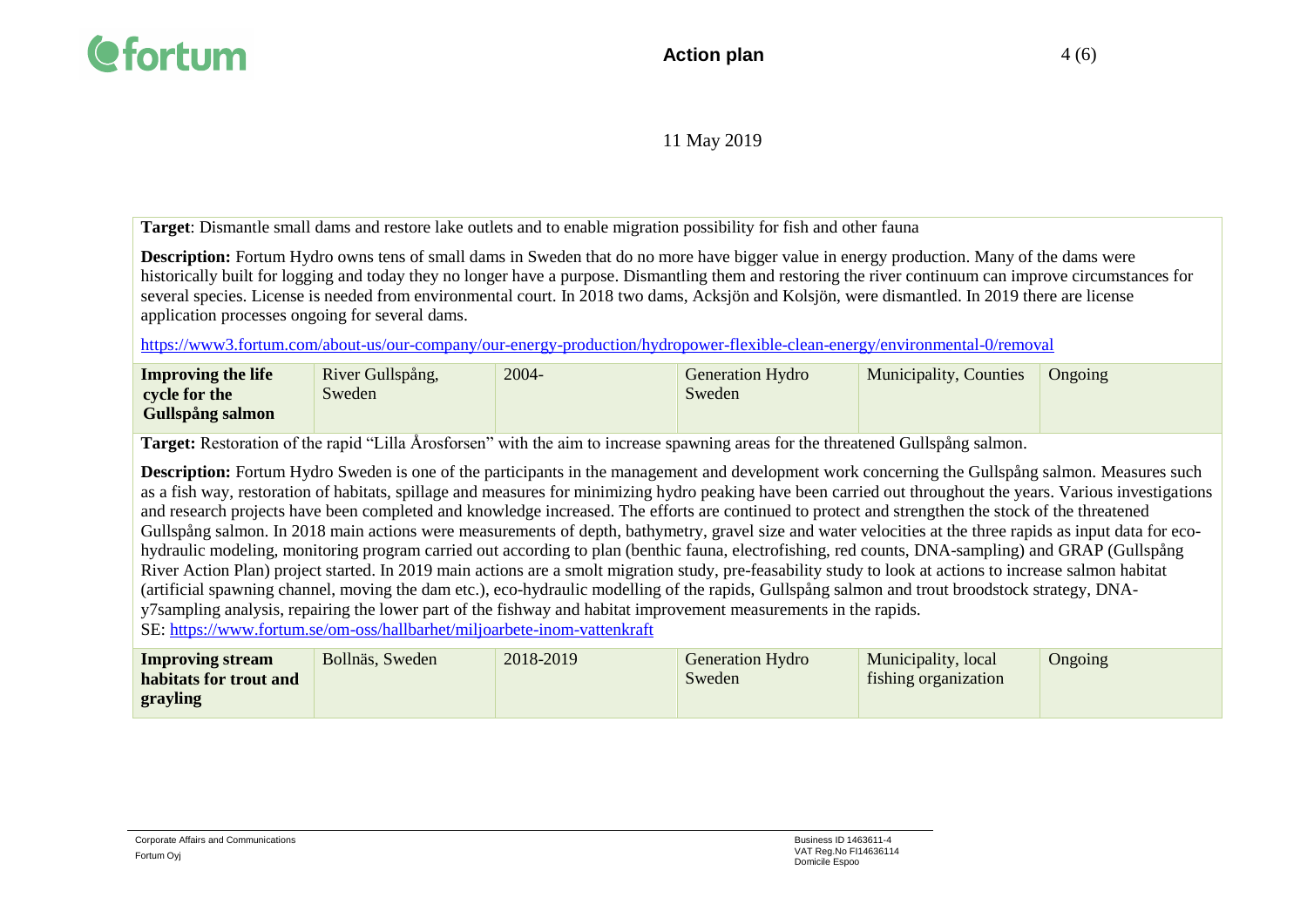11 May 2019

**Target**: Dismantle small dams and restore lake outlets and to enable migration possibility for fish and other fauna

**Description:** Fortum Hydro owns tens of small dams in Sweden that do no more have bigger value in energy production. Many of the dams were historically built for logging and today they no longer have a purpose. Dismantling them and restoring the river continuum can improve circumstances for several species. License is needed from environmental court. In 2018 two dams, Acksjön and Kolsjön, were dismantled. In 2019 there are license application processes ongoing for several dams.

https://www3.fortum.com/about-us/our-company/our-energy-production/hydropower-flexible-clean-energy/environmental-0/removal

| **Improving the life cycle for the Gullspång salmon** | River Gullspång, Sweden | 2004- | Generation Hydro Sweden | Municipality, Counties | Ongoing |
|---|---|---|---|---|---|

**Target:** Restoration of the rapid "Lilla Årosforsen" with the aim to increase spawning areas for the threatened Gullspång salmon.

**Description:** Fortum Hydro Sweden is one of the participants in the management and development work concerning the Gullspång salmon. Measures such as a fish way, restoration of habitats, spillage and measures for minimizing hydro peaking have been carried out throughout the years. Various investigations and research projects have been completed and knowledge increased. The efforts are continued to protect and strengthen the stock of the threatened Gullspång salmon. In 2018 main actions were measurements of depth, bathymetry, gravel size and water velocities at the three rapids as input data for eco-hydraulic modeling, monitoring program carried out according to plan (benthic fauna, electrofishing, red counts, DNA-sampling) and GRAP (Gullspång River Action Plan) project started. In 2019 main actions are a smolt migration study, pre-feasability study to look at actions to increase salmon habitat (artificial spawning channel, moving the dam etc.), eco-hydraulic modelling of the rapids, Gullspång salmon and trout broodstock strategy, DNA-y7sampling analysis, repairing the lower part of the fishway and habitat improvement measurements in the rapids.
SE: https://www.fortum.se/om-oss/hallbarhet/miljoarbete-inom-vattenkraft

| **Improving stream habitats for trout and grayling** | Bollnäs, Sweden | 2018-2019 | Generation Hydro Sweden | Municipality, local fishing organization | Ongoing |
|---|---|---|---|---|---|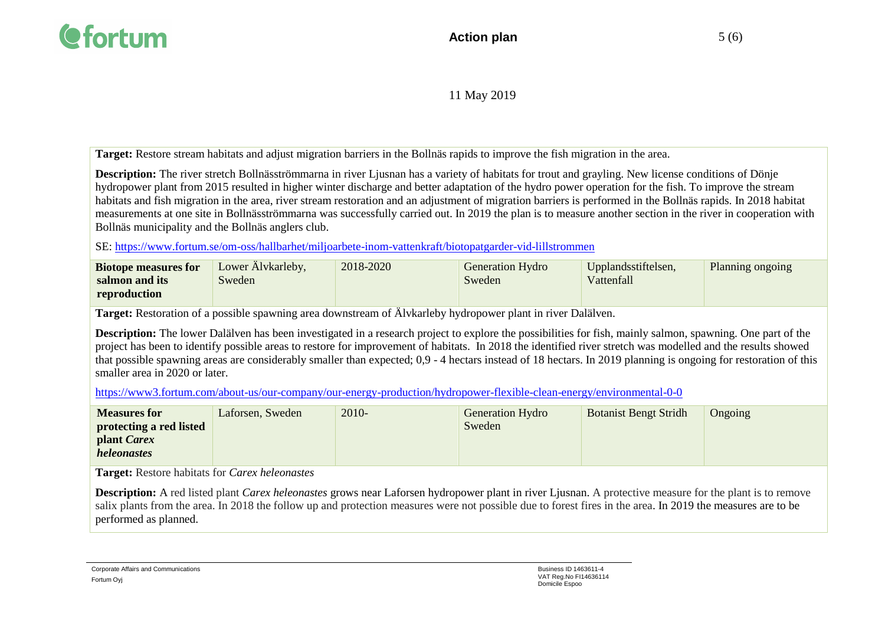11 May 2019

**Target:** Restore stream habitats and adjust migration barriers in the Bollnäs rapids to improve the fish migration in the area.

**Description:** The river stretch Bollnäsströmmarna in river Ljusnan has a variety of habitats for trout and grayling. New license conditions of Dönje hydropower plant from 2015 resulted in higher winter discharge and better adaptation of the hydro power operation for the fish. To improve the stream habitats and fish migration in the area, river stream restoration and an adjustment of migration barriers is performed in the Bollnäs rapids. In 2018 habitat measurements at one site in Bollnäsströmmarna was successfully carried out. In 2019 the plan is to measure another section in the river in cooperation with Bollnäs municipality and the Bollnäs anglers club.

SE: https://www.fortum.se/om-oss/hallbarhet/miljoarbete-inom-vattenkraft/biotopatgarder-vid-lillstrommen

| **Biotope measures for salmon and its reproduction** | Lower Älvkarleby, Sweden | 2018-2020 | Generation Hydro Sweden | Upplandsstiftelsen, Vattenfall | Planning ongoing |
|---|---|---|---|---|---|

**Target:** Restoration of a possible spawning area downstream of Älvkarleby hydropower plant in river Dalälven.

**Description:** The lower Dalälven has been investigated in a research project to explore the possibilities for fish, mainly salmon, spawning. One part of the project has been to identify possible areas to restore for improvement of habitats. In 2018 the identified river stretch was modelled and the results showed that possible spawning areas are considerably smaller than expected; 0,9 - 4 hectars instead of 18 hectars. In 2019 planning is ongoing for restoration of this smaller area in 2020 or later.

https://www3.fortum.com/about-us/our-company/our-energy-production/hydropower-flexible-clean-energy/environmental-0-0

| **Measures for protecting a red listed plant *Carex heleonastes*** | Laforsen, Sweden | 2010- | Generation Hydro Sweden | Botanist Bengt Stridh | Ongoing |
|---|---|---|---|---|---|

**Target:** Restore habitats for *Carex heleonastes*

**Description:** A red listed plant *Carex heleonastes* grows near Laforsen hydropower plant in river Ljusnan. A protective measure for the plant is to remove salix plants from the area. In 2018 the follow up and protection measures were not possible due to forest fires in the area. In 2019 the measures are to be performed as planned.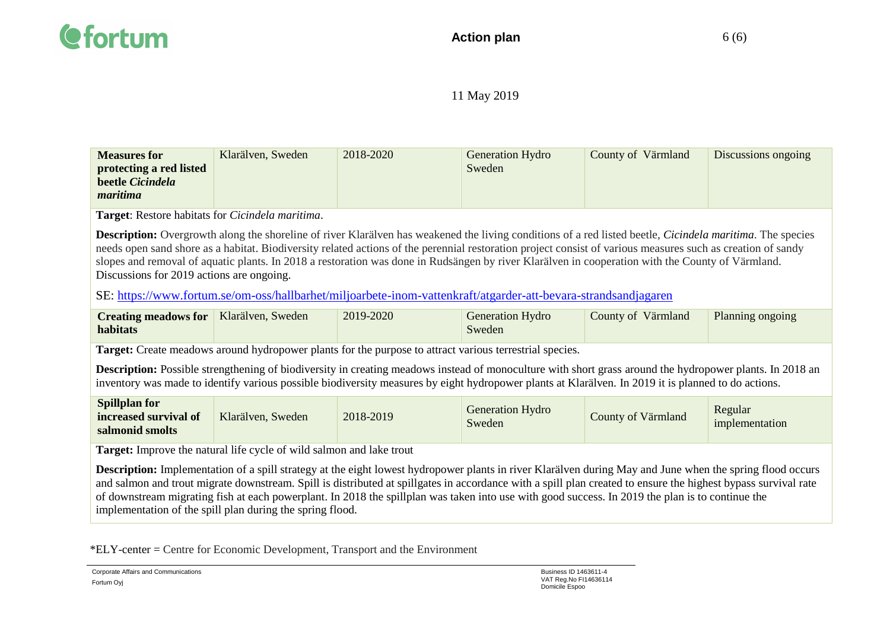11 May 2019

| | | | | | |
|---|---|---|---|---|---|
| **Measures for protecting a red listed beetle *Cicindela maritima*** | Klarälven, Sweden | 2018-2020 | Generation Hydro Sweden | County of Värmland | Discussions ongoing |

**Target**: Restore habitats for *Cicindela maritima*.

**Description:** Overgrowth along the shoreline of river Klarälven has weakened the living conditions of a red listed beetle, *Cicindela maritima*. The species needs open sand shore as a habitat. Biodiversity related actions of the perennial restoration project consist of various measures such as creation of sandy slopes and removal of aquatic plants. In 2018 a restoration was done in Rudsängen by river Klarälven in cooperation with the County of Värmland. Discussions for 2019 actions are ongoing.

SE: https://www.fortum.se/om-oss/hallbarhet/miljoarbete-inom-vattenkraft/atgarder-att-bevara-strandsandjagaren

| | | | | | |
|---|---|---|---|---|---|
| **Creating meadows for habitats** | Klarälven, Sweden | 2019-2020 | Generation Hydro Sweden | County of Värmland | Planning ongoing |

**Target:** Create meadows around hydropower plants for the purpose to attract various terrestrial species.

**Description:** Possible strengthening of biodiversity in creating meadows instead of monoculture with short grass around the hydropower plants. In 2018 an inventory was made to identify various possible biodiversity measures by eight hydropower plants at Klarälven. In 2019 it is planned to do actions.

| | | | | | |
|---|---|---|---|---|---|
| **Spillplan for increased survival of salmonid smolts** | Klarälven, Sweden | 2018-2019 | Generation Hydro Sweden | County of Värmland | Regular implementation |

**Target:** Improve the natural life cycle of wild salmon and lake trout

**Description:** Implementation of a spill strategy at the eight lowest hydropower plants in river Klarälven during May and June when the spring flood occurs and salmon and trout migrate downstream. Spill is distributed at spillgates in accordance with a spill plan created to ensure the highest bypass survival rate of downstream migrating fish at each powerplant. In 2018 the spillplan was taken into use with good success. In 2019 the plan is to continue the implementation of the spill plan during the spring flood.

*ELY-center = Centre for Economic Development, Transport and the Environment